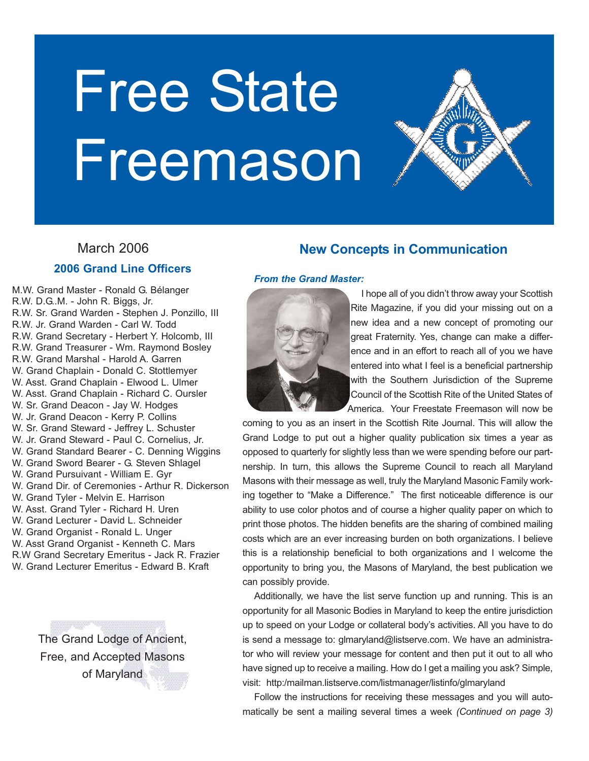# Free State Freemason

March 2006

## 2006 Grand Line Officers

M.W. Grand Master - Ronald G. Bélanger
R.W. D.G..M. - John R. Biggs, Jr.
R.W. Sr. Grand Warden - Stephen J. Ponzillo, III
R.W. Jr. Grand Warden - Carl W. Todd
R.W. Grand Secretary - Herbert Y. Holcomb, III
R.W. Grand Treasurer - Wm. Raymond Bosley
R.W. Grand Marshal - Harold A. Garren
W. Grand Chaplain - Donald C. Stottlemyer
W. Asst. Grand Chaplain - Elwood L. Ulmer
W. Asst. Grand Chaplain - Richard C. Oursler
W. Sr. Grand Deacon - Jay W. Hodges
W. Jr. Grand Deacon - Kerry P. Collins
W. Sr. Grand Steward - Jeffrey L. Schuster
W. Jr. Grand Steward - Paul C. Cornelius, Jr.
W. Grand Standard Bearer - C. Denning Wiggins
W. Grand Sword Bearer - G. Steven Shlagel
W. Grand Pursuivant - William E. Gyr
W. Grand Dir. of Ceremonies - Arthur R. Dickerson
W. Grand Tyler - Melvin E. Harrison
W. Asst. Grand Tyler - Richard H. Uren
W. Grand Lecturer - David L. Schneider
W. Grand Organist - Ronald L. Unger
W. Asst Grand Organist - Kenneth C. Mars
R.W Grand Secretary Emeritus - Jack R. Frazier
W. Grand Lecturer Emeritus - Edward B. Kraft

The Grand Lodge of Ancient, Free, and Accepted Masons of Maryland

## New Concepts in Communication

***From the Grand Master:***

I hope all of you didn't throw away your Scottish Rite Magazine, if you did your missing out on a new idea and a new concept of promoting our great Fraternity. Yes, change can make a difference and in an effort to reach all of you we have entered into what I feel is a beneficial partnership with the Southern Jurisdiction of the Supreme Council of the Scottish Rite of the United States of America. Your Freestate Freemason will now be coming to you as an insert in the Scottish Rite Journal. This will allow the Grand Lodge to put out a higher quality publication six times a year as opposed to quarterly for slightly less than we were spending before our partnership. In turn, this allows the Supreme Council to reach all Maryland Masons with their message as well, truly the Maryland Masonic Family working together to "Make a Difference." The first noticeable difference is our ability to use color photos and of course a higher quality paper on which to print those photos. The hidden benefits are the sharing of combined mailing costs which are an ever increasing burden on both organizations. I believe this is a relationship beneficial to both organizations and I welcome the opportunity to bring you, the Masons of Maryland, the best publication we can possibly provide.

Additionally, we have the list serve function up and running. This is an opportunity for all Masonic Bodies in Maryland to keep the entire jurisdiction up to speed on your Lodge or collateral body's activities. All you have to do is send a message to: glmaryland@listserve.com. We have an administrator who will review your message for content and then put it out to all who have signed up to receive a mailing. How do I get a mailing you ask? Simple, visit: http:/mailman.listserve.com/listmanager/listinfo/glmaryland

Follow the instructions for receiving these messages and you will automatically be sent a mailing several times a week *(Continued on page 3)*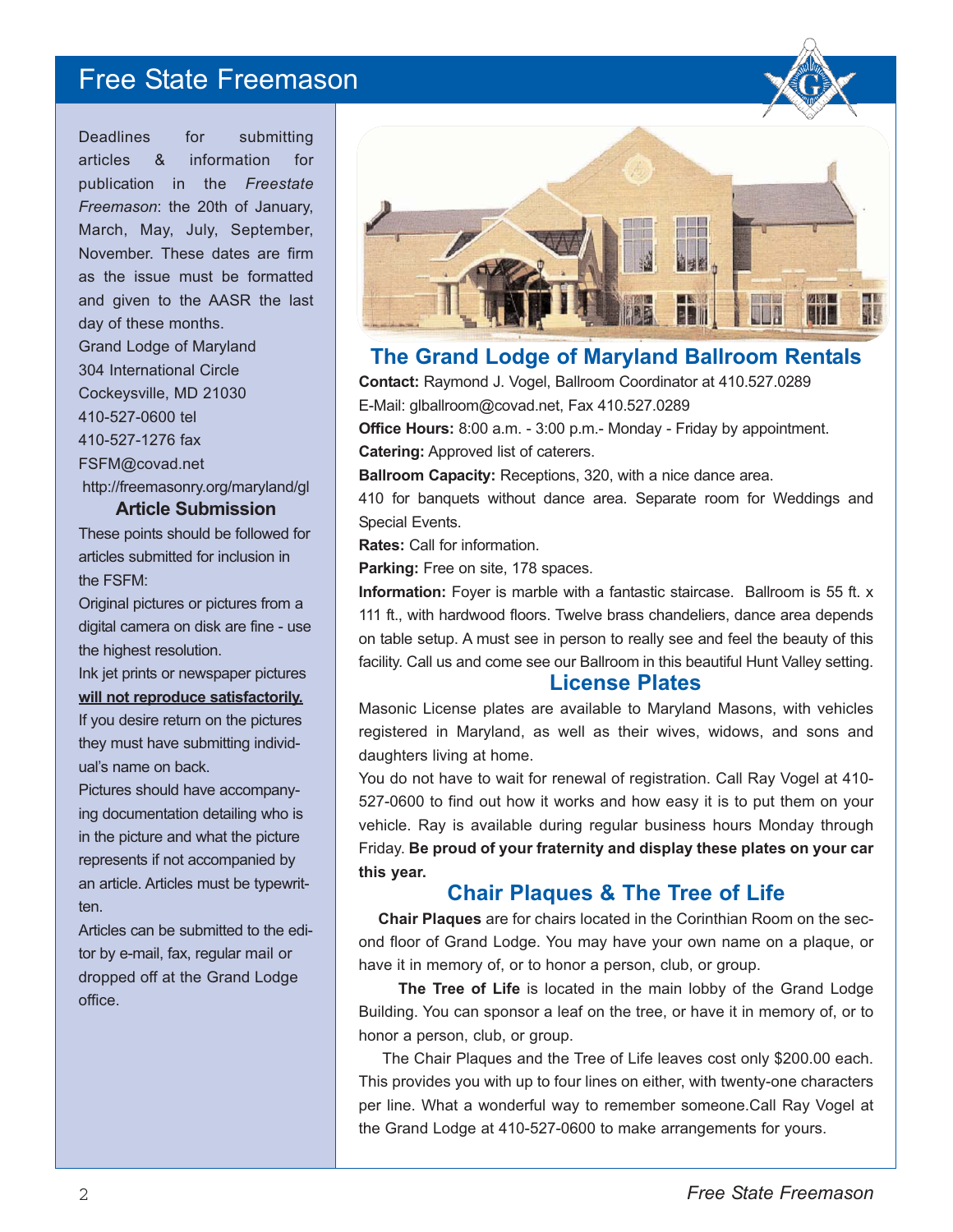Deadlines for submitting articles & information for publication in the *Freestate Freemason*: the 20th of January, March, May, July, September, November. These dates are firm as the issue must be formatted and given to the AASR the last day of these months.

Grand Lodge of Maryland
304 International Circle
Cockeysville, MD 21030
410-527-0600 tel
410-527-1276 fax
FSFM@covad.net
http://freemasonry.org/maryland/gl

### Article Submission

These points should be followed for articles submitted for inclusion in the FSFM:

Original pictures or pictures from a digital camera on disk are fine - use the highest resolution.

Ink jet prints or newspaper pictures **will not reproduce satisfactorily.**

If you desire return on the pictures they must have submitting individual's name on back.

Pictures should have accompanying documentation detailing who is in the picture and what the picture represents if not accompanied by an article. Articles must be typewritten.

Articles can be submitted to the editor by e-mail, fax, regular mail or dropped off at the Grand Lodge office.

## The Grand Lodge of Maryland Ballroom Rentals

**Contact:** Raymond J. Vogel, Ballroom Coordinator at 410.527.0289
E-Mail: glballroom@covad.net, Fax 410.527.0289

**Office Hours:** 8:00 a.m. - 3:00 p.m.- Monday - Friday by appointment.

**Catering:** Approved list of caterers.

**Ballroom Capacity:** Receptions, 320, with a nice dance area.
410 for banquets without dance area. Separate room for Weddings and Special Events.

**Rates:** Call for information.

**Parking:** Free on site, 178 spaces.

**Information:** Foyer is marble with a fantastic staircase. Ballroom is 55 ft. x 111 ft., with hardwood floors. Twelve brass chandeliers, dance area depends on table setup. A must see in person to really see and feel the beauty of this facility. Call us and come see our Ballroom in this beautiful Hunt Valley setting.

## License Plates

Masonic License plates are available to Maryland Masons, with vehicles registered in Maryland, as well as their wives, widows, and sons and daughters living at home.

You do not have to wait for renewal of registration. Call Ray Vogel at 410-527-0600 to find out how it works and how easy it is to put them on your vehicle. Ray is available during regular business hours Monday through Friday. **Be proud of your fraternity and display these plates on your car this year.**

## Chair Plaques & The Tree of Life

**Chair Plaques** are for chairs located in the Corinthian Room on the second floor of Grand Lodge. You may have your own name on a plaque, or have it in memory of, or to honor a person, club, or group.

**The Tree of Life** is located in the main lobby of the Grand Lodge Building. You can sponsor a leaf on the tree, or have it in memory of, or to honor a person, club, or group.

The Chair Plaques and the Tree of Life leaves cost only $200.00 each. This provides you with up to four lines on either, with twenty-one characters per line. What a wonderful way to remember someone.Call Ray Vogel at the Grand Lodge at 410-527-0600 to make arrangements for yours.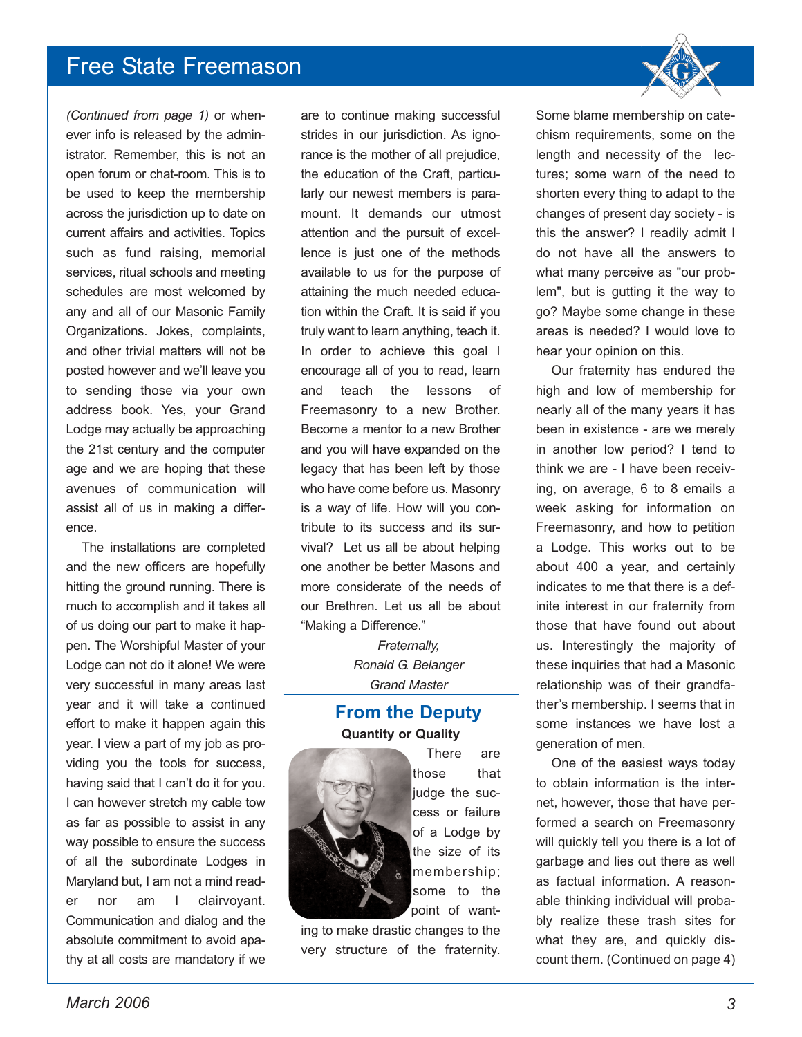*(Continued from page 1)* or whenever info is released by the administrator. Remember, this is not an open forum or chat-room. This is to be used to keep the membership across the jurisdiction up to date on current affairs and activities. Topics such as fund raising, memorial services, ritual schools and meeting schedules are most welcomed by any and all of our Masonic Family Organizations. Jokes, complaints, and other trivial matters will not be posted however and we'll leave you to sending those via your own address book. Yes, your Grand Lodge may actually be approaching the 21st century and the computer age and we are hoping that these avenues of communication will assist all of us in making a difference.

The installations are completed and the new officers are hopefully hitting the ground running. There is much to accomplish and it takes all of us doing our part to make it happen. The Worshipful Master of your Lodge can not do it alone! We were very successful in many areas last year and it will take a continued effort to make it happen again this year. I view a part of my job as providing you the tools for success, having said that I can't do it for you. I can however stretch my cable tow as far as possible to assist in any way possible to ensure the success of all the subordinate Lodges in Maryland but, I am not a mind reader nor am I clairvoyant. Communication and dialog and the absolute commitment to avoid apathy at all costs are mandatory if we are to continue making successful strides in our jurisdiction. As ignorance is the mother of all prejudice, the education of the Craft, particularly our newest members is paramount. It demands our utmost attention and the pursuit of excellence is just one of the methods available to us for the purpose of attaining the much needed education within the Craft. It is said if you truly want to learn anything, teach it. In order to achieve this goal I encourage all of you to read, learn and teach the lessons of Freemasonry to a new Brother. Become a mentor to a new Brother and you will have expanded on the legacy that has been left by those who have come before us. Masonry is a way of life. How will you contribute to its success and its survival? Let us all be about helping one another be better Masons and more considerate of the needs of our Brethren. Let us all be about "Making a Difference."

*Fraternally,*
*Ronald G. Belanger*
*Grand Master*

## From the Deputy

**Quantity or Quality**

There are those that judge the success or failure of a Lodge by the size of its membership; some to the point of wanting to make drastic changes to the very structure of the fraternity. Some blame membership on catechism requirements, some on the length and necessity of the lectures; some warn of the need to shorten every thing to adapt to the changes of present day society - is this the answer? I readily admit I do not have all the answers to what many perceive as "our problem", but is gutting it the way to go? Maybe some change in these areas is needed? I would love to hear your opinion on this.

Our fraternity has endured the high and low of membership for nearly all of the many years it has been in existence - are we merely in another low period? I tend to think we are - I have been receiving, on average, 6 to 8 emails a week asking for information on Freemasonry, and how to petition a Lodge. This works out to be about 400 a year, and certainly indicates to me that there is a definite interest in our fraternity from those that have found out about us. Interestingly the majority of these inquiries that had a Masonic relationship was of their grandfather's membership. I seems that in some instances we have lost a generation of men.

One of the easiest ways today to obtain information is the internet, however, those that have performed a search on Freemasonry will quickly tell you there is a lot of garbage and lies out there as well as factual information. A reasonable thinking individual will probably realize these trash sites for what they are, and quickly discount them. (Continued on page 4)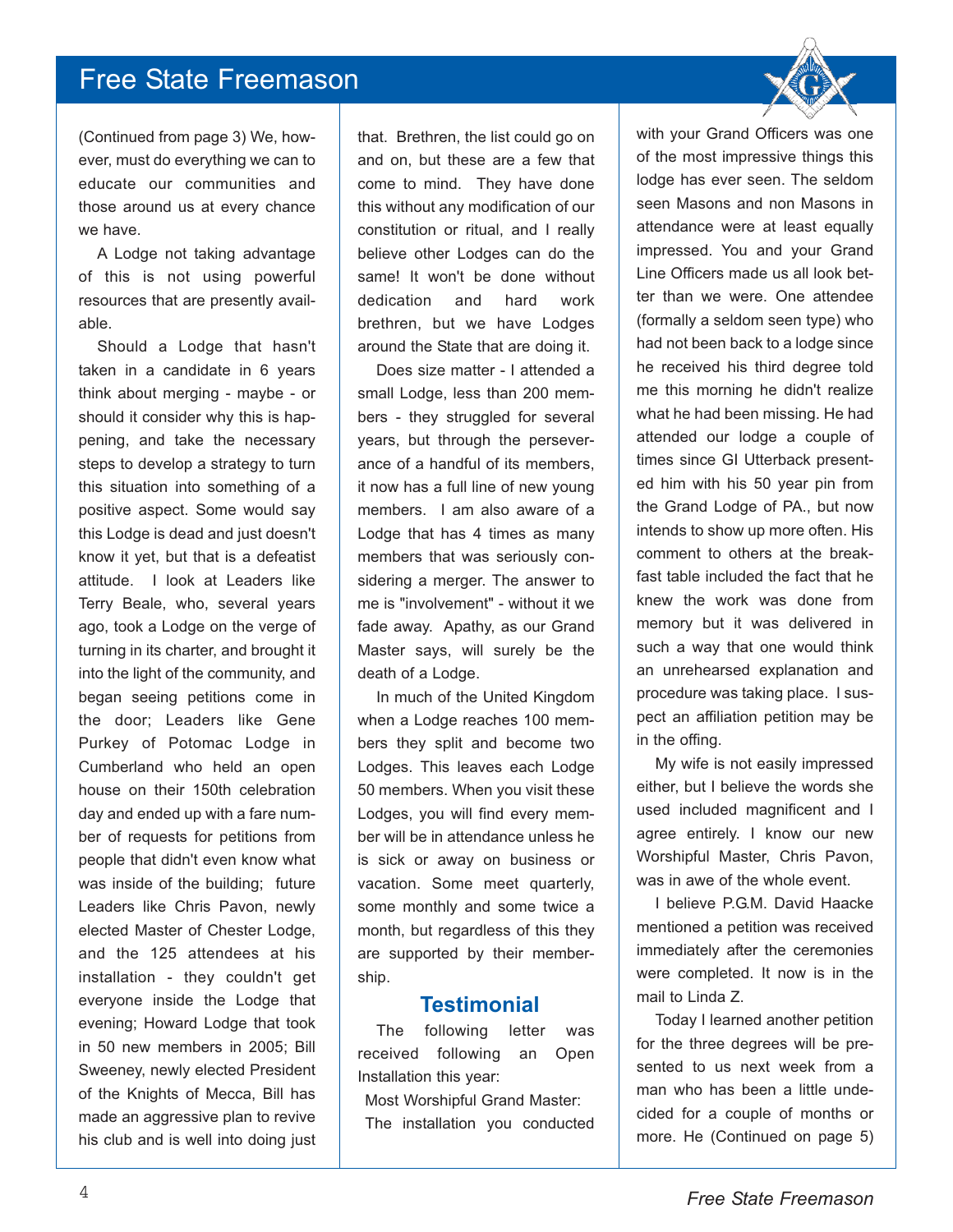(Continued from page 3) We, however, must do everything we can to educate our communities and those around us at every chance we have.

A Lodge not taking advantage of this is not using powerful resources that are presently available.

Should a Lodge that hasn't taken in a candidate in 6 years think about merging - maybe - or should it consider why this is happening, and take the necessary steps to develop a strategy to turn this situation into something of a positive aspect. Some would say this Lodge is dead and just doesn't know it yet, but that is a defeatist attitude. I look at Leaders like Terry Beale, who, several years ago, took a Lodge on the verge of turning in its charter, and brought it into the light of the community, and began seeing petitions come in the door; Leaders like Gene Purkey of Potomac Lodge in Cumberland who held an open house on their 150th celebration day and ended up with a fare number of requests for petitions from people that didn't even know what was inside of the building; future Leaders like Chris Pavon, newly elected Master of Chester Lodge, and the 125 attendees at his installation - they couldn't get everyone inside the Lodge that evening; Howard Lodge that took in 50 new members in 2005; Bill Sweeney, newly elected President of the Knights of Mecca, Bill has made an aggressive plan to revive his club and is well into doing just that. Brethren, the list could go on and on, but these are a few that come to mind. They have done this without any modification of our constitution or ritual, and I really believe other Lodges can do the same! It won't be done without dedication and hard work brethren, but we have Lodges around the State that are doing it.

Does size matter - I attended a small Lodge, less than 200 members - they struggled for several years, but through the perseverance of a handful of its members, it now has a full line of new young members. I am also aware of a Lodge that has 4 times as many members that was seriously considering a merger. The answer to me is "involvement" - without it we fade away. Apathy, as our Grand Master says, will surely be the death of a Lodge.

In much of the United Kingdom when a Lodge reaches 100 members they split and become two Lodges. This leaves each Lodge 50 members. When you visit these Lodges, you will find every member will be in attendance unless he is sick or away on business or vacation. Some meet quarterly, some monthly and some twice a month, but regardless of this they are supported by their membership.

## Testimonial

The following letter was received following an Open Installation this year:

Most Worshipful Grand Master:

The installation you conducted with your Grand Officers was one of the most impressive things this lodge has ever seen. The seldom seen Masons and non Masons in attendance were at least equally impressed. You and your Grand Line Officers made us all look better than we were. One attendee (formally a seldom seen type) who had not been back to a lodge since he received his third degree told me this morning he didn't realize what he had been missing. He had attended our lodge a couple of times since GI Utterback presented him with his 50 year pin from the Grand Lodge of PA., but now intends to show up more often. His comment to others at the breakfast table included the fact that he knew the work was done from memory but it was delivered in such a way that one would think an unrehearsed explanation and procedure was taking place. I suspect an affiliation petition may be in the offing.

My wife is not easily impressed either, but I believe the words she used included magnificent and I agree entirely. I know our new Worshipful Master, Chris Pavon, was in awe of the whole event.

I believe P.G.M. David Haacke mentioned a petition was received immediately after the ceremonies were completed. It now is in the mail to Linda Z.

Today I learned another petition for the three degrees will be presented to us next week from a man who has been a little undecided for a couple of months or more. He (Continued on page 5)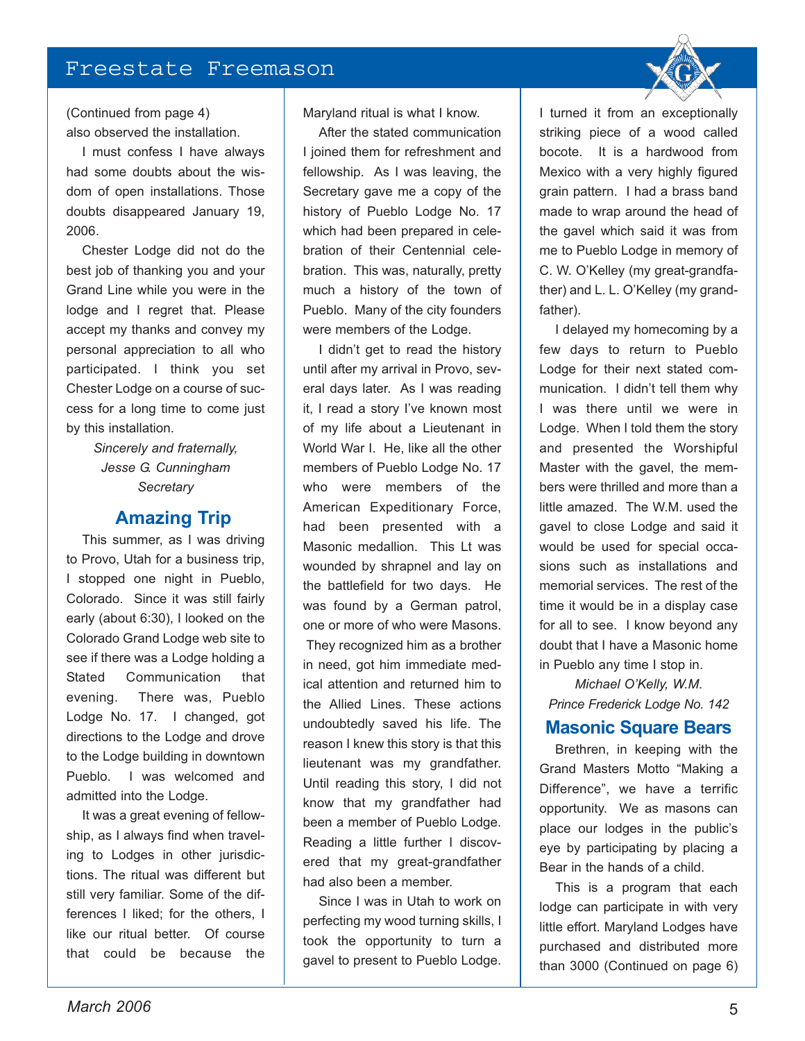(Continued from page 4)
also observed the installation.

I must confess I have always had some doubts about the wisdom of open installations. Those doubts disappeared January 19, 2006.

Chester Lodge did not do the best job of thanking you and your Grand Line while you were in the lodge and I regret that. Please accept my thanks and convey my personal appreciation to all who participated. I think you set Chester Lodge on a course of success for a long time to come just by this installation.

*Sincerely and fraternally,*
*Jesse G. Cunningham*
*Secretary*

## Amazing Trip

This summer, as I was driving to Provo, Utah for a business trip, I stopped one night in Pueblo, Colorado. Since it was still fairly early (about 6:30), I looked on the Colorado Grand Lodge web site to see if there was a Lodge holding a Stated Communication that evening. There was, Pueblo Lodge No. 17. I changed, got directions to the Lodge and drove to the Lodge building in downtown Pueblo. I was welcomed and admitted into the Lodge.

It was a great evening of fellowship, as I always find when traveling to Lodges in other jurisdictions. The ritual was different but still very familiar. Some of the differences I liked; for the others, I like our ritual better. Of course that could be because the Maryland ritual is what I know.

After the stated communication I joined them for refreshment and fellowship. As I was leaving, the Secretary gave me a copy of the history of Pueblo Lodge No. 17 which had been prepared in celebration of their Centennial celebration. This was, naturally, pretty much a history of the town of Pueblo. Many of the city founders were members of the Lodge.

I didn't get to read the history until after my arrival in Provo, several days later. As I was reading it, I read a story I've known most of my life about a Lieutenant in World War I. He, like all the other members of Pueblo Lodge No. 17 who were members of the American Expeditionary Force, had been presented with a Masonic medallion. This Lt was wounded by shrapnel and lay on the battlefield for two days. He was found by a German patrol, one or more of who were Masons. They recognized him as a brother in need, got him immediate medical attention and returned him to the Allied Lines. These actions undoubtedly saved his life. The reason I knew this story is that this lieutenant was my grandfather. Until reading this story, I did not know that my grandfather had been a member of Pueblo Lodge. Reading a little further I discovered that my great-grandfather had also been a member.

Since I was in Utah to work on perfecting my wood turning skills, I took the opportunity to turn a gavel to present to Pueblo Lodge. I turned it from an exceptionally striking piece of a wood called bocote. It is a hardwood from Mexico with a very highly figured grain pattern. I had a brass band made to wrap around the head of the gavel which said it was from me to Pueblo Lodge in memory of C. W. O'Kelley (my great-grandfather) and L. L. O'Kelley (my grandfather).

I delayed my homecoming by a few days to return to Pueblo Lodge for their next stated communication. I didn't tell them why I was there until we were in Lodge. When I told them the story and presented the Worshipful Master with the gavel, the members were thrilled and more than a little amazed. The W.M. used the gavel to close Lodge and said it would be used for special occasions such as installations and memorial services. The rest of the time it would be in a display case for all to see. I know beyond any doubt that I have a Masonic home in Pueblo any time I stop in.

*Michael O'Kelly, W.M.*
*Prince Frederick Lodge No. 142*

## Masonic Square Bears

Brethren, in keeping with the Grand Masters Motto "Making a Difference", we have a terrific opportunity. We as masons can place our lodges in the public's eye by participating by placing a Bear in the hands of a child.

This is a program that each lodge can participate in with very little effort. Maryland Lodges have purchased and distributed more than 3000 (Continued on page 6)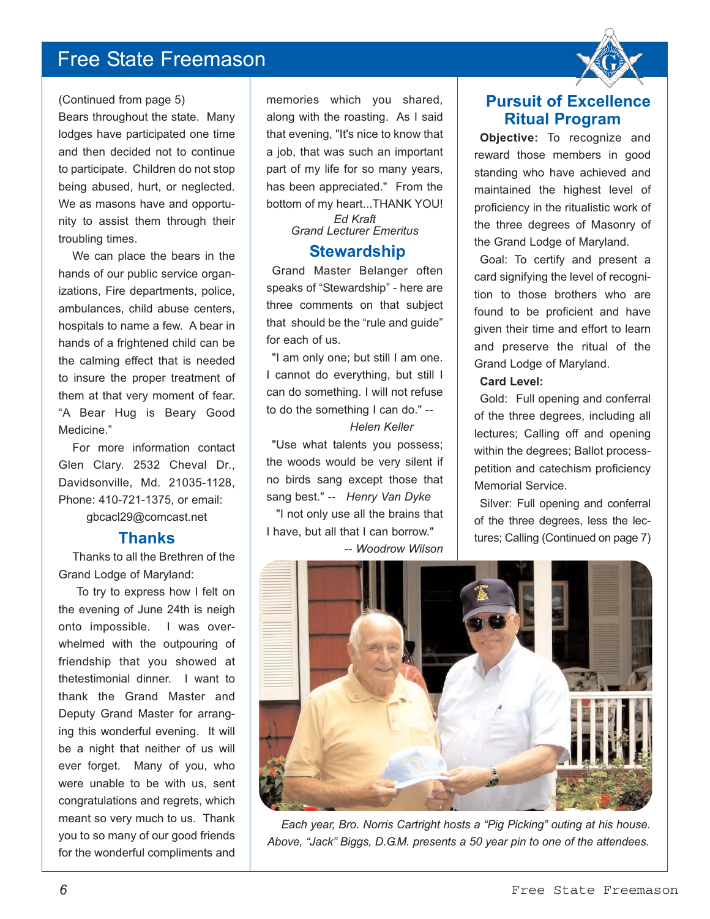(Continued from page 5)

Bears throughout the state. Many lodges have participated one time and then decided not to continue to participate. Children do not stop being abused, hurt, or neglected. We as masons have and opportunity to assist them through their troubling times.

We can place the bears in the hands of our public service organizations, Fire departments, police, ambulances, child abuse centers, hospitals to name a few. A bear in hands of a frightened child can be the calming effect that is needed to insure the proper treatment of them at that very moment of fear. “A Bear Hug is Beary Good Medicine.”

For more information contact Glen Clary. 2532 Cheval Dr., Davidsonville, Md. 21035-1128, Phone: 410-721-1375, or email: gbcacl29@comcast.net

## Thanks

Thanks to all the Brethren of the Grand Lodge of Maryland:

To try to express how I felt on the evening of June 24th is neigh onto impossible. I was overwhelmed with the outpouring of friendship that you showed at thetestimonial dinner. I want to thank the Grand Master and Deputy Grand Master for arranging this wonderful evening. It will be a night that neither of us will ever forget. Many of you, who were unable to be with us, sent congratulations and regrets, which meant so very much to us. Thank you to so many of our good friends for the wonderful compliments and memories which you shared, along with the roasting. As I said that evening, "It's nice to know that a job, that was such an important part of my life for so many years, has been appreciated." From the bottom of my heart...THANK YOU!

*Ed Kraft*
*Grand Lecturer Emeritus*

## Stewardship

Grand Master Belanger often speaks of “Stewardship” - here are three comments on that subject that should be the “rule and guide” for each of us.

"I am only one; but still I am one. I cannot do everything, but still I can do something. I will not refuse to do the something I can do." -- *Helen Keller*

"Use what talents you possess; the woods would be very silent if no birds sang except those that sang best." -- *Henry Van Dyke*

"I not only use all the brains that I have, but all that I can borrow." -- *Woodrow Wilson*

## Pursuit of Excellence Ritual Program

**Objective:** To recognize and reward those members in good standing who have achieved and maintained the highest level of proficiency in the ritualistic work of the three degrees of Masonry of the Grand Lodge of Maryland.

Goal: To certify and present a card signifying the level of recognition to those brothers who are found to be proficient and have given their time and effort to learn and preserve the ritual of the Grand Lodge of Maryland.

**Card Level:**

Gold: Full opening and conferral of the three degrees, including all lectures; Calling off and opening within the degrees; Ballot process-petition and catechism proficiency Memorial Service.

Silver: Full opening and conferral of the three degrees, less the lectures; Calling (Continued on page 7)

*Each year, Bro. Norris Cartright hosts a “Pig Picking” outing at his house. Above, “Jack” Biggs, D.G.M. presents a 50 year pin to one of the attendees.*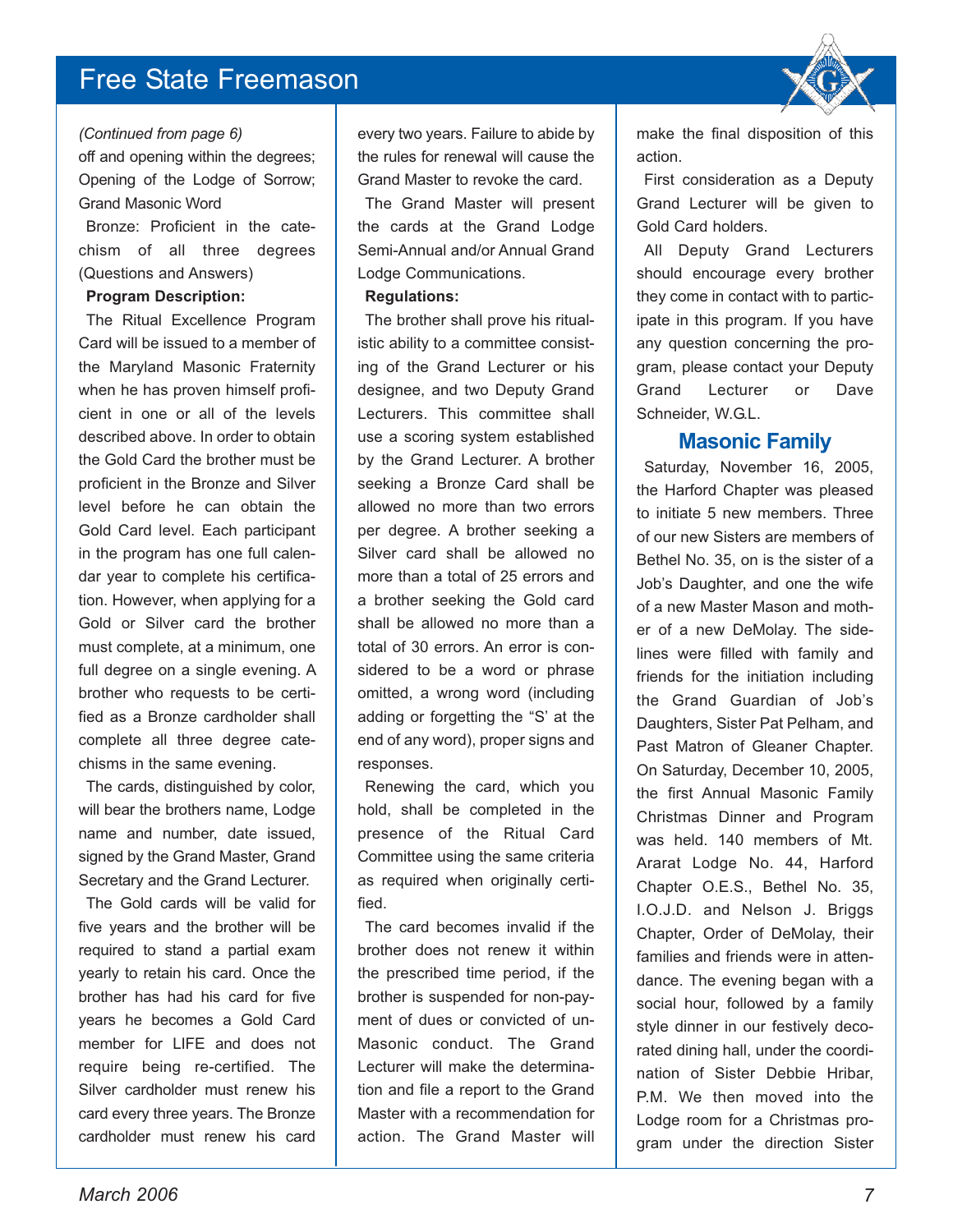*(Continued from page 6)*

off and opening within the degrees; Opening of the Lodge of Sorrow; Grand Masonic Word

Bronze: Proficient in the catechism of all three degrees (Questions and Answers)

**Program Description:**

The Ritual Excellence Program Card will be issued to a member of the Maryland Masonic Fraternity when he has proven himself proficient in one or all of the levels described above. In order to obtain the Gold Card the brother must be proficient in the Bronze and Silver level before he can obtain the Gold Card level. Each participant in the program has one full calendar year to complete his certification. However, when applying for a Gold or Silver card the brother must complete, at a minimum, one full degree on a single evening. A brother who requests to be certified as a Bronze cardholder shall complete all three degree catechisms in the same evening.

The cards, distinguished by color, will bear the brothers name, Lodge name and number, date issued, signed by the Grand Master, Grand Secretary and the Grand Lecturer.

The Gold cards will be valid for five years and the brother will be required to stand a partial exam yearly to retain his card. Once the brother has had his card for five years he becomes a Gold Card member for LIFE and does not require being re-certified. The Silver cardholder must renew his card every three years. The Bronze cardholder must renew his card every two years. Failure to abide by the rules for renewal will cause the Grand Master to revoke the card.

The Grand Master will present the cards at the Grand Lodge Semi-Annual and/or Annual Grand Lodge Communications.

**Regulations:**

The brother shall prove his ritualistic ability to a committee consisting of the Grand Lecturer or his designee, and two Deputy Grand Lecturers. This committee shall use a scoring system established by the Grand Lecturer. A brother seeking a Bronze Card shall be allowed no more than two errors per degree. A brother seeking a Silver card shall be allowed no more than a total of 25 errors and a brother seeking the Gold card shall be allowed no more than a total of 30 errors. An error is considered to be a word or phrase omitted, a wrong word (including adding or forgetting the "S' at the end of any word), proper signs and responses.

Renewing the card, which you hold, shall be completed in the presence of the Ritual Card Committee using the same criteria as required when originally certified.

The card becomes invalid if the brother does not renew it within the prescribed time period, if the brother is suspended for non-payment of dues or convicted of un-Masonic conduct. The Grand Lecturer will make the determination and file a report to the Grand Master with a recommendation for action. The Grand Master will make the final disposition of this action.

First consideration as a Deputy Grand Lecturer will be given to Gold Card holders.

All Deputy Grand Lecturers should encourage every brother they come in contact with to participate in this program. If you have any question concerning the program, please contact your Deputy Grand Lecturer or Dave Schneider, W.G.L.

## Masonic Family

Saturday, November 16, 2005, the Harford Chapter was pleased to initiate 5 new members. Three of our new Sisters are members of Bethel No. 35, on is the sister of a Job's Daughter, and one the wife of a new Master Mason and mother of a new DeMolay. The sidelines were filled with family and friends for the initiation including the Grand Guardian of Job's Daughters, Sister Pat Pelham, and Past Matron of Gleaner Chapter. On Saturday, December 10, 2005, the first Annual Masonic Family Christmas Dinner and Program was held. 140 members of Mt. Ararat Lodge No. 44, Harford Chapter O.E.S., Bethel No. 35, I.O.J.D. and Nelson J. Briggs Chapter, Order of DeMolay, their families and friends were in attendance. The evening began with a social hour, followed by a family style dinner in our festively decorated dining hall, under the coordination of Sister Debbie Hribar, P.M. We then moved into the Lodge room for a Christmas program under the direction Sister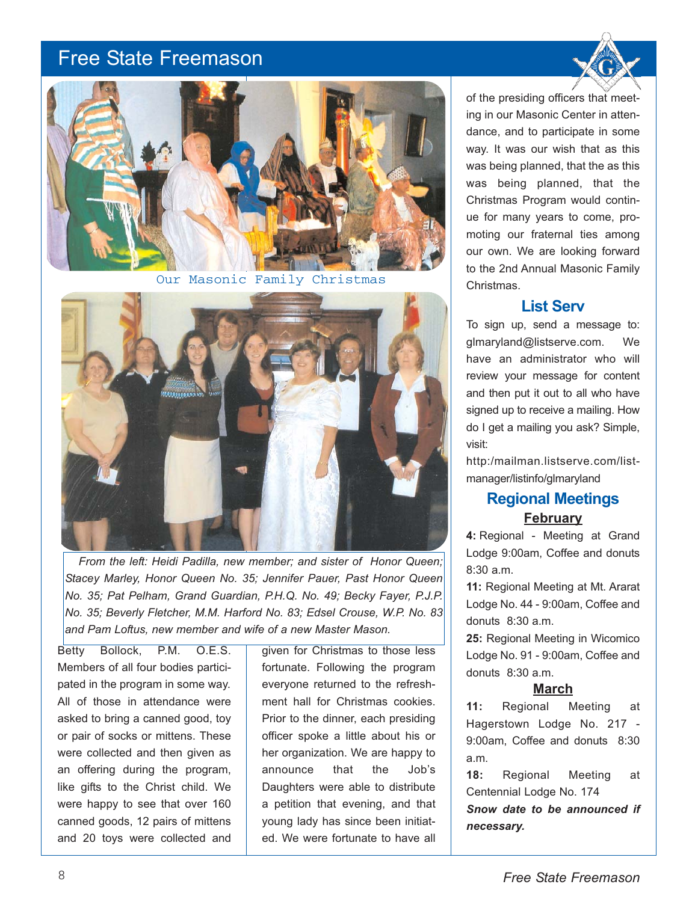Our Masonic Family Christmas

*From the left: Heidi Padilla, new member; and sister of Honor Queen; Stacey Marley, Honor Queen No. 35; Jennifer Pauer, Past Honor Queen No. 35; Pat Pelham, Grand Guardian, P.H.Q. No. 49; Becky Fayer, P.J.P. No. 35; Beverly Fletcher, M.M. Harford No. 83; Edsel Crouse, W.P. No. 83 and Pam Loftus, new member and wife of a new Master Mason.*

Betty Bollock, P.M. O.E.S. Members of all four bodies participated in the program in some way. All of those in attendance were asked to bring a canned good, toy or pair of socks or mittens. These were collected and then given as an offering during the program, like gifts to the Christ child. We were happy to see that over 160 canned goods, 12 pairs of mittens and 20 toys were collected and given for Christmas to those less fortunate. Following the program everyone returned to the refreshment hall for Christmas cookies. Prior to the dinner, each presiding officer spoke a little about his or her organization. We are happy to announce that the Job's Daughters were able to distribute a petition that evening, and that young lady has since been initiated. We were fortunate to have all of the presiding officers that meeting in our Masonic Center in attendance, and to participate in some way. It was our wish that as this was being planned, that the as this was being planned, that the Christmas Program would continue for many years to come, promoting our fraternal ties among our own. We are looking forward to the 2nd Annual Masonic Family Christmas.

## List Serv

To sign up, send a message to: glmaryland@listserve.com. We have an administrator who will review your message for content and then put it out to all who have signed up to receive a mailing. How do I get a mailing you ask? Simple, visit:

http:/mailman.listserve.com/list-manager/listinfo/glmaryland

## Regional Meetings

### February

**4:** Regional - Meeting at Grand Lodge 9:00am, Coffee and donuts 8:30 a.m.

**11:** Regional Meeting at Mt. Ararat Lodge No. 44 - 9:00am, Coffee and donuts 8:30 a.m.

**25:** Regional Meeting in Wicomico Lodge No. 91 - 9:00am, Coffee and donuts 8:30 a.m.

### March

**11:** Regional Meeting at Hagerstown Lodge No. 217 - 9:00am, Coffee and donuts 8:30 a.m.

**18:** Regional Meeting at Centennial Lodge No. 174

***Snow date to be announced if necessary.***